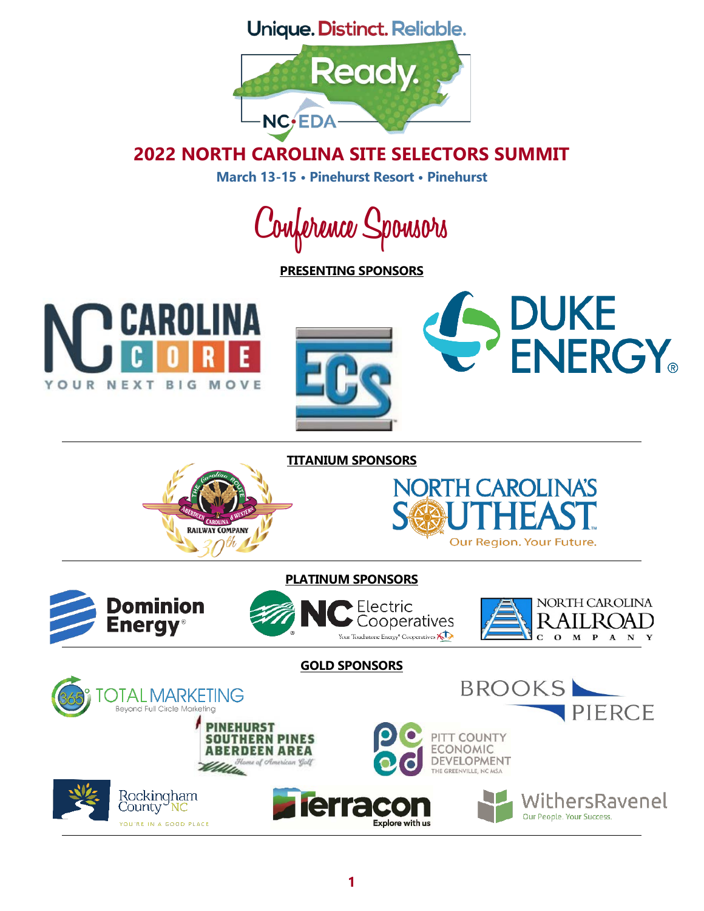Unique. Distinct. Reliable.

Ready.

NC EDA

# 2022 NORTH CAROLINA SITE SELECTORS SUMMIT

**March 13-15 • Pinehurst Resort • Pinehurst**

## Conference Sponsors

### PRESENTING SPONSORS

NC CAROLINA CORE — YOUR NEXT BIG MOVE

ECS

DUKE ENERGY

### TITANIUM SPONSORS

The Carolina Route — Aberdeen Carolina & Western Railway Company 30th

NORTH CAROLINA'S SOUTHEAST — Our Region. Your Future.

### PLATINUM SPONSORS

Dominion Energy

NC Electric Cooperatives — Your Touchstone Energy Cooperatives

NORTH CAROLINA RAILROAD COMPANY

### GOLD SPONSORS

365 TOTAL MARKETING — Beyond Full Circle Marketing

BROOKS PIERCE

PINEHURST SOUTHERN PINES ABERDEEN AREA — Home of American Golf

PITT COUNTY ECONOMIC DEVELOPMENT — THE GREENVILLE, NC MSA

Rockingham County NC — YOU'RE IN A GOOD PLACE

Terracon — Explore with us

WithersRavenel — Our People. Your Success.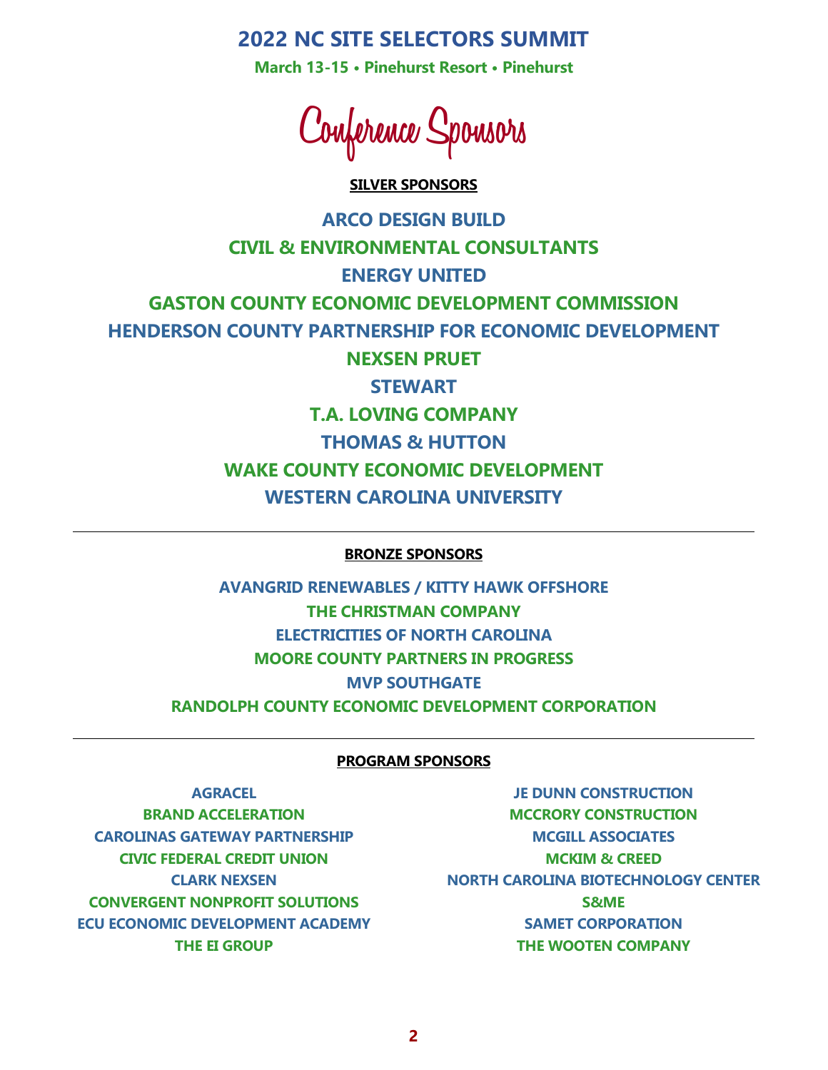# 2022 NC SITE SELECTORS SUMMIT

**March 13-15 • Pinehurst Resort • Pinehurst**

## Conference Sponsors

### SILVER SPONSORS

**ARCO DESIGN BUILD**
**CIVIL & ENVIRONMENTAL CONSULTANTS**
**ENERGY UNITED**
**GASTON COUNTY ECONOMIC DEVELOPMENT COMMISSION**
**HENDERSON COUNTY PARTNERSHIP FOR ECONOMIC DEVELOPMENT**
**NEXSEN PRUET**
**STEWART**
**T.A. LOVING COMPANY**
**THOMAS & HUTTON**
**WAKE COUNTY ECONOMIC DEVELOPMENT**
**WESTERN CAROLINA UNIVERSITY**

---

### BRONZE SPONSORS

**AVANGRID RENEWABLES / KITTY HAWK OFFSHORE**
**THE CHRISTMAN COMPANY**
**ELECTRICITIES OF NORTH CAROLINA**
**MOORE COUNTY PARTNERS IN PROGRESS**
**MVP SOUTHGATE**
**RANDOLPH COUNTY ECONOMIC DEVELOPMENT CORPORATION**

---

### PROGRAM SPONSORS

**AGRACEL**
**BRAND ACCELERATION**
**CAROLINAS GATEWAY PARTNERSHIP**
**CIVIC FEDERAL CREDIT UNION**
**CLARK NEXSEN**
**CONVERGENT NONPROFIT SOLUTIONS**
**ECU ECONOMIC DEVELOPMENT ACADEMY**
**THE EI GROUP**
**JE DUNN CONSTRUCTION**
**MCCRORY CONSTRUCTION**
**MCGILL ASSOCIATES**
**MCKIM & CREED**
**NORTH CAROLINA BIOTECHNOLOGY CENTER**
**S&ME**
**SAMET CORPORATION**
**THE WOOTEN COMPANY**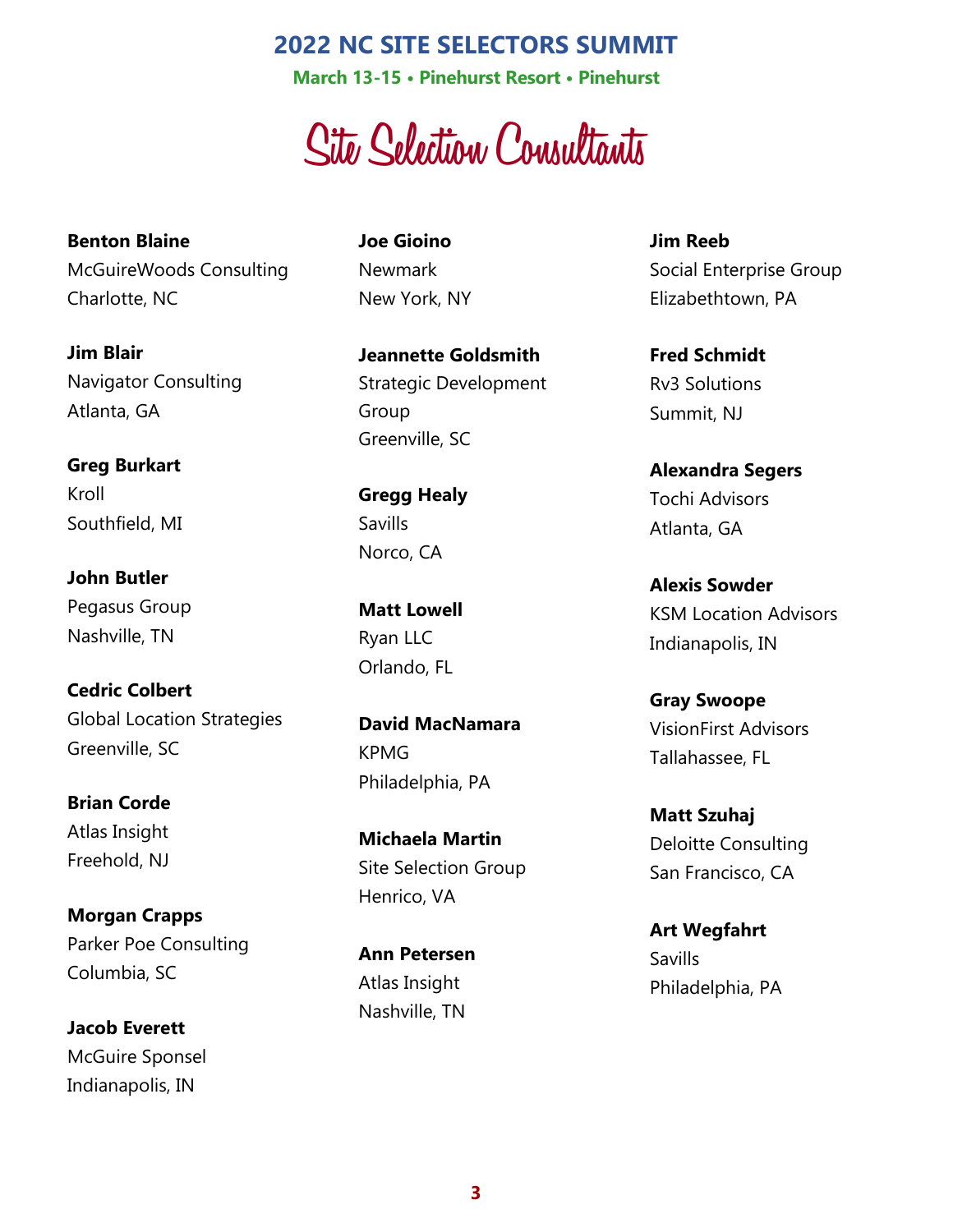# 2022 NC SITE SELECTORS SUMMIT

**March 13-15 • Pinehurst Resort • Pinehurst**

## Site Selection Consultants

**Benton Blaine**
McGuireWoods Consulting
Charlotte, NC

**Jim Blair**
Navigator Consulting
Atlanta, GA

**Greg Burkart**
Kroll
Southfield, MI

**John Butler**
Pegasus Group
Nashville, TN

**Cedric Colbert**
Global Location Strategies
Greenville, SC

**Brian Corde**
Atlas Insight
Freehold, NJ

**Morgan Crapps**
Parker Poe Consulting
Columbia, SC

**Jacob Everett**
McGuire Sponsel
Indianapolis, IN

**Joe Gioino**
Newmark
New York, NY

**Jeannette Goldsmith**
Strategic Development Group
Greenville, SC

**Gregg Healy**
Savills
Norco, CA

**Matt Lowell**
Ryan LLC
Orlando, FL

**David MacNamara**
KPMG
Philadelphia, PA

**Michaela Martin**
Site Selection Group
Henrico, VA

**Ann Petersen**
Atlas Insight
Nashville, TN

**Jim Reeb**
Social Enterprise Group
Elizabethtown, PA

**Fred Schmidt**
Rv3 Solutions
Summit, NJ

**Alexandra Segers**
Tochi Advisors
Atlanta, GA

**Alexis Sowder**
KSM Location Advisors
Indianapolis, IN

**Gray Swoope**
VisionFirst Advisors
Tallahassee, FL

**Matt Szuhaj**
Deloitte Consulting
San Francisco, CA

**Art Wegfahrt**
Savills
Philadelphia, PA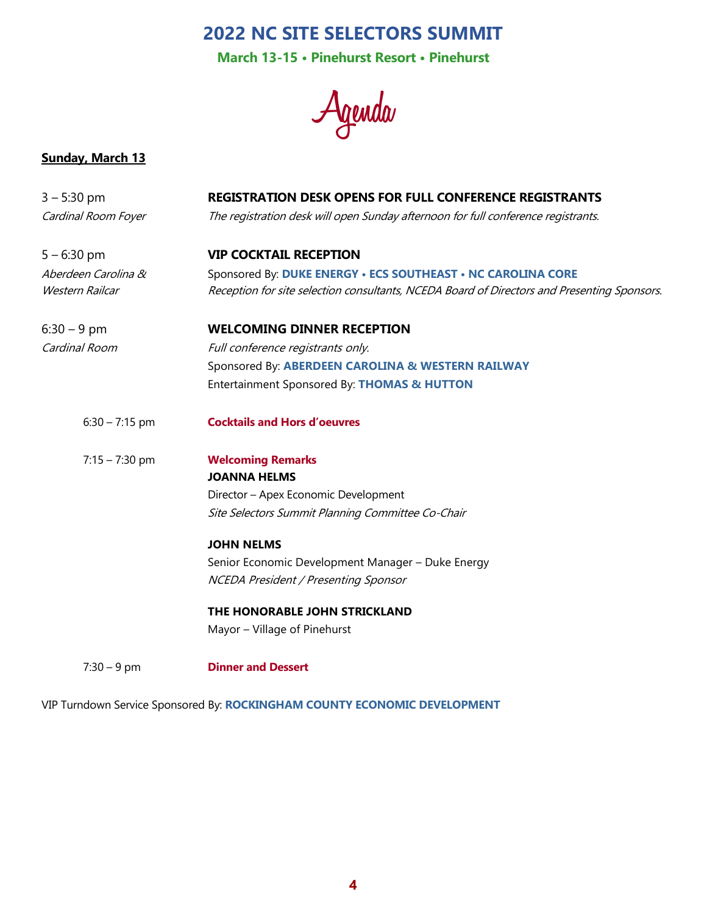# 2022 NC SITE SELECTORS SUMMIT

**March 13-15 • Pinehurst Resort • Pinehurst**

## Agenda

**Sunday, March 13**

3 – 5:30 pm
*Cardinal Room Foyer*

**REGISTRATION DESK OPENS FOR FULL CONFERENCE REGISTRANTS**
*The registration desk will open Sunday afternoon for full conference registrants.*

5 – 6:30 pm
*Aberdeen Carolina & Western Railcar*

**VIP COCKTAIL RECEPTION**
Sponsored By: **DUKE ENERGY • ECS SOUTHEAST • NC CAROLINA CORE**
*Reception for site selection consultants, NCEDA Board of Directors and Presenting Sponsors.*

6:30 – 9 pm
*Cardinal Room*

**WELCOMING DINNER RECEPTION**
*Full conference registrants only.*
Sponsored By: **ABERDEEN CAROLINA & WESTERN RAILWAY**
Entertainment Sponsored By: **THOMAS & HUTTON**

6:30 – 7:15 pm — **Cocktails and Hors d'oeuvres**

7:15 – 7:30 pm — **Welcoming Remarks**

**JOANNA HELMS**
Director – Apex Economic Development
*Site Selectors Summit Planning Committee Co-Chair*

**JOHN NELMS**
Senior Economic Development Manager – Duke Energy
*NCEDA President / Presenting Sponsor*

**THE HONORABLE JOHN STRICKLAND**
Mayor – Village of Pinehurst

7:30 – 9 pm — **Dinner and Dessert**

VIP Turndown Service Sponsored By: **ROCKINGHAM COUNTY ECONOMIC DEVELOPMENT**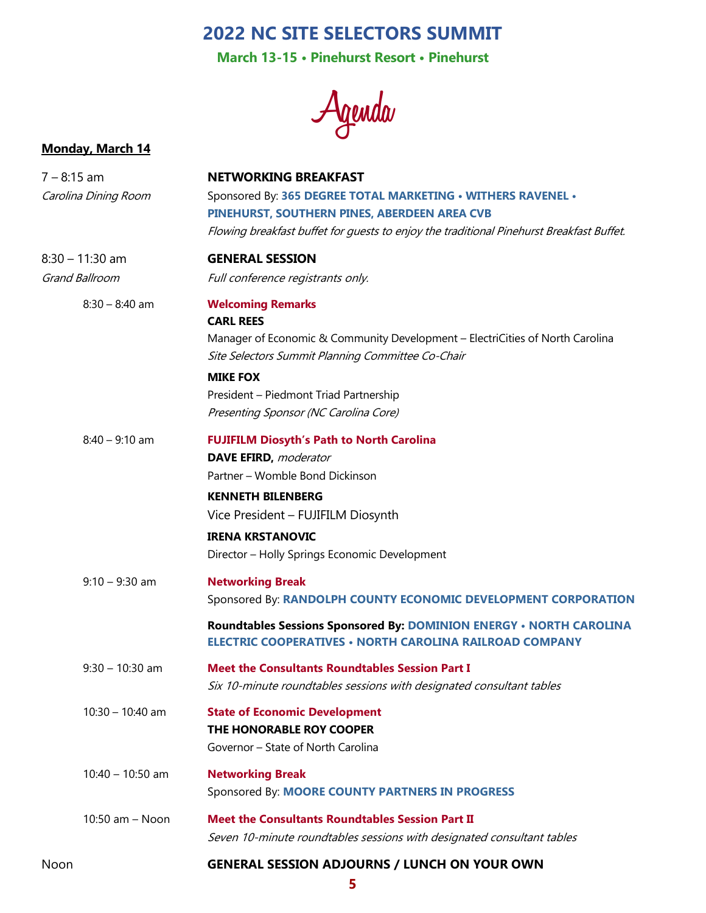# 2022 NC SITE SELECTORS SUMMIT

**March 13-15 • Pinehurst Resort • Pinehurst**

## Agenda

**Monday, March 14**

7 – 8:15 am
*Carolina Dining Room*

**NETWORKING BREAKFAST**
Sponsored By: **365 DEGREE TOTAL MARKETING • WITHERS RAVENEL • PINEHURST, SOUTHERN PINES, ABERDEEN AREA CVB**
*Flowing breakfast buffet for guests to enjoy the traditional Pinehurst Breakfast Buffet.*

8:30 – 11:30 am
*Grand Ballroom*

**GENERAL SESSION**
*Full conference registrants only.*

8:30 – 8:40 am

**Welcoming Remarks**

**CARL REES**
Manager of Economic & Community Development – ElectriCities of North Carolina
*Site Selectors Summit Planning Committee Co-Chair*

**MIKE FOX**
President – Piedmont Triad Partnership
*Presenting Sponsor (NC Carolina Core)*

8:40 – 9:10 am

**FUJIFILM Diosyth's Path to North Carolina**

**DAVE EFIRD,** *moderator*
Partner – Womble Bond Dickinson

**KENNETH BILENBERG**
Vice President – FUJIFILM Diosynth

**IRENA KRSTANOVIC**
Director – Holly Springs Economic Development

9:10 – 9:30 am

**Networking Break**
Sponsored By: **RANDOLPH COUNTY ECONOMIC DEVELOPMENT CORPORATION**

**Roundtables Sessions Sponsored By: DOMINION ENERGY • NORTH CAROLINA ELECTRIC COOPERATIVES • NORTH CAROLINA RAILROAD COMPANY**

9:30 – 10:30 am

**Meet the Consultants Roundtables Session Part I**
*Six 10-minute roundtables sessions with designated consultant tables*

10:30 – 10:40 am

**State of Economic Development**
**THE HONORABLE ROY COOPER**
Governor – State of North Carolina

10:40 – 10:50 am

**Networking Break**
Sponsored By: **MOORE COUNTY PARTNERS IN PROGRESS**

10:50 am – Noon

**Meet the Consultants Roundtables Session Part II**
*Seven 10-minute roundtables sessions with designated consultant tables*

Noon

**GENERAL SESSION ADJOURNS / LUNCH ON YOUR OWN**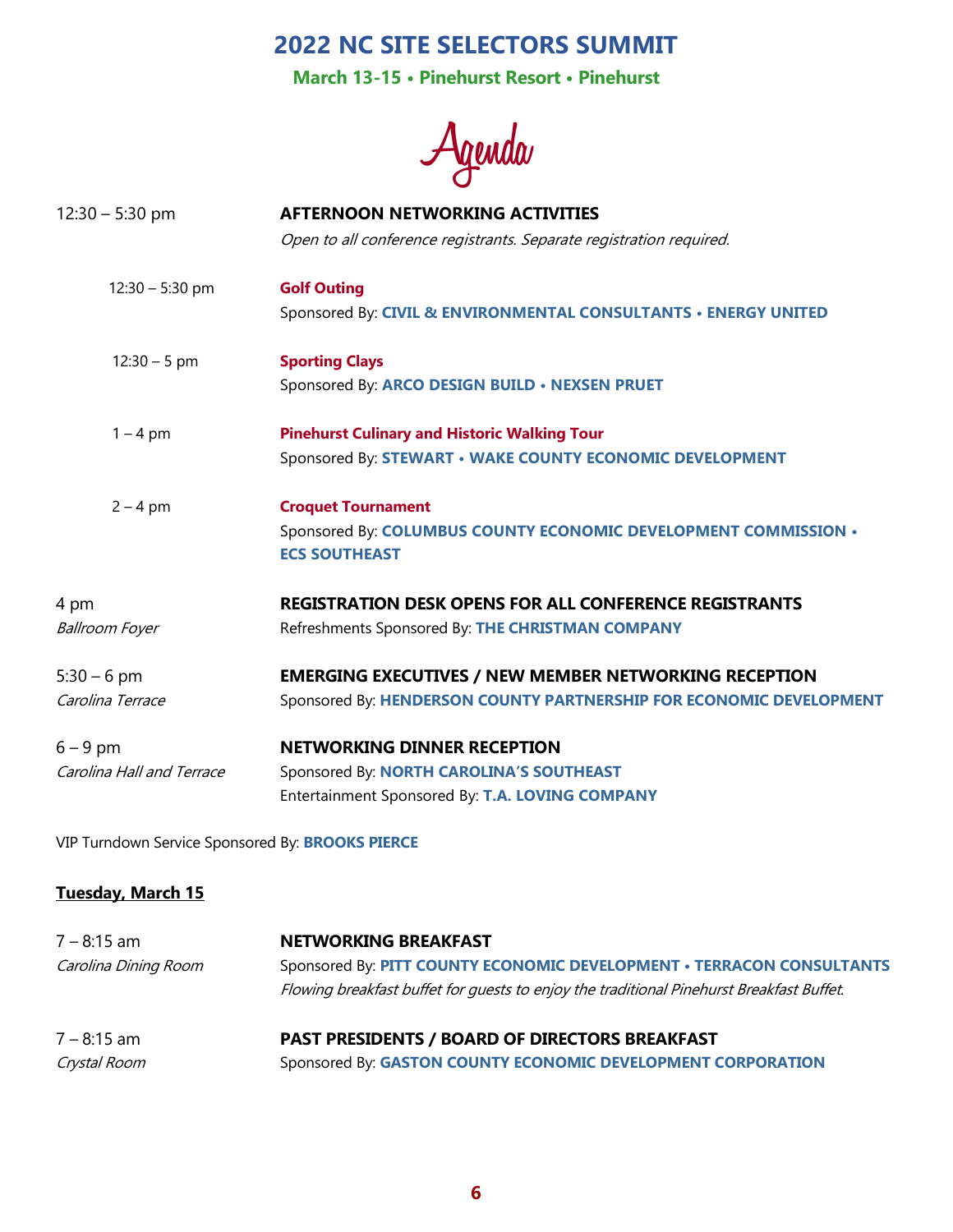# 2022 NC SITE SELECTORS SUMMIT

**March 13-15 • Pinehurst Resort • Pinehurst**

## Agenda

12:30 – 5:30 pm **AFTERNOON NETWORKING ACTIVITIES**
*Open to all conference registrants. Separate registration required.*

12:30 – 5:30 pm **Golf Outing**
Sponsored By: **CIVIL & ENVIRONMENTAL CONSULTANTS • ENERGY UNITED**

12:30 – 5 pm **Sporting Clays**
Sponsored By: **ARCO DESIGN BUILD • NEXSEN PRUET**

1 – 4 pm **Pinehurst Culinary and Historic Walking Tour**
Sponsored By: **STEWART • WAKE COUNTY ECONOMIC DEVELOPMENT**

2 – 4 pm **Croquet Tournament**
Sponsored By: **COLUMBUS COUNTY ECONOMIC DEVELOPMENT COMMISSION • ECS SOUTHEAST**

4 pm **REGISTRATION DESK OPENS FOR ALL CONFERENCE REGISTRANTS**
*Ballroom Foyer*
Refreshments Sponsored By: **THE CHRISTMAN COMPANY**

5:30 – 6 pm **EMERGING EXECUTIVES / NEW MEMBER NETWORKING RECEPTION**
*Carolina Terrace*
Sponsored By: **HENDERSON COUNTY PARTNERSHIP FOR ECONOMIC DEVELOPMENT**

6 – 9 pm **NETWORKING DINNER RECEPTION**
*Carolina Hall and Terrace*
Sponsored By: **NORTH CAROLINA'S SOUTHEAST**
Entertainment Sponsored By: **T.A. LOVING COMPANY**

VIP Turndown Service Sponsored By: **BROOKS PIERCE**

**Tuesday, March 15**

7 – 8:15 am **NETWORKING BREAKFAST**
*Carolina Dining Room*
Sponsored By: **PITT COUNTY ECONOMIC DEVELOPMENT • TERRACON CONSULTANTS**
*Flowing breakfast buffet for guests to enjoy the traditional Pinehurst Breakfast Buffet.*

7 – 8:15 am **PAST PRESIDENTS / BOARD OF DIRECTORS BREAKFAST**
*Crystal Room*
Sponsored By: **GASTON COUNTY ECONOMIC DEVELOPMENT CORPORATION**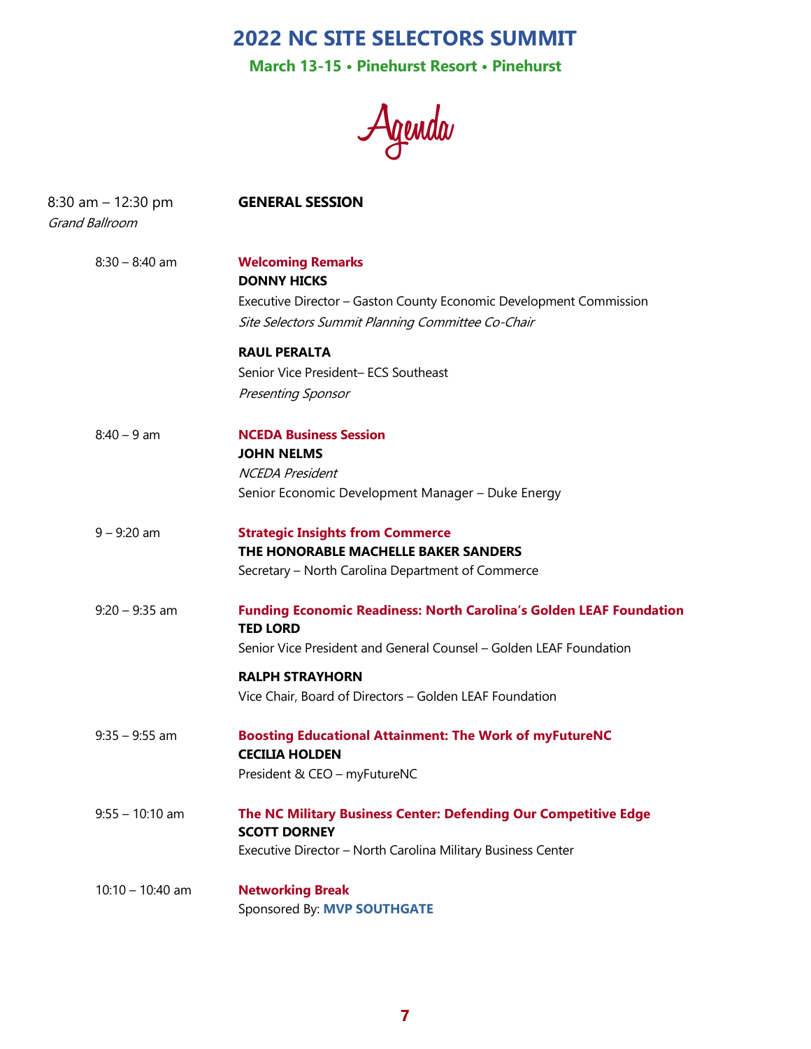# 2022 NC SITE SELECTORS SUMMIT

**March 13-15 • Pinehurst Resort • Pinehurst**

## Agenda

8:30 am – 12:30 pm
*Grand Ballroom*

**GENERAL SESSION**

8:30 – 8:40 am

**Welcoming Remarks**
**DONNY HICKS**
Executive Director – Gaston County Economic Development Commission
*Site Selectors Summit Planning Committee Co-Chair*

**RAUL PERALTA**
Senior Vice President– ECS Southeast
*Presenting Sponsor*

8:40 – 9 am

**NCEDA Business Session**
**JOHN NELMS**
*NCEDA President*
Senior Economic Development Manager – Duke Energy

9 – 9:20 am

**Strategic Insights from Commerce**
**THE HONORABLE MACHELLE BAKER SANDERS**
Secretary – North Carolina Department of Commerce

9:20 – 9:35 am

**Funding Economic Readiness: North Carolina's Golden LEAF Foundation**
**TED LORD**
Senior Vice President and General Counsel – Golden LEAF Foundation

**RALPH STRAYHORN**
Vice Chair, Board of Directors – Golden LEAF Foundation

9:35 – 9:55 am

**Boosting Educational Attainment: The Work of myFutureNC**
**CECILIA HOLDEN**
President & CEO – myFutureNC

9:55 – 10:10 am

**The NC Military Business Center: Defending Our Competitive Edge**
**SCOTT DORNEY**
Executive Director – North Carolina Military Business Center

10:10 – 10:40 am

**Networking Break**
Sponsored By: **MVP SOUTHGATE**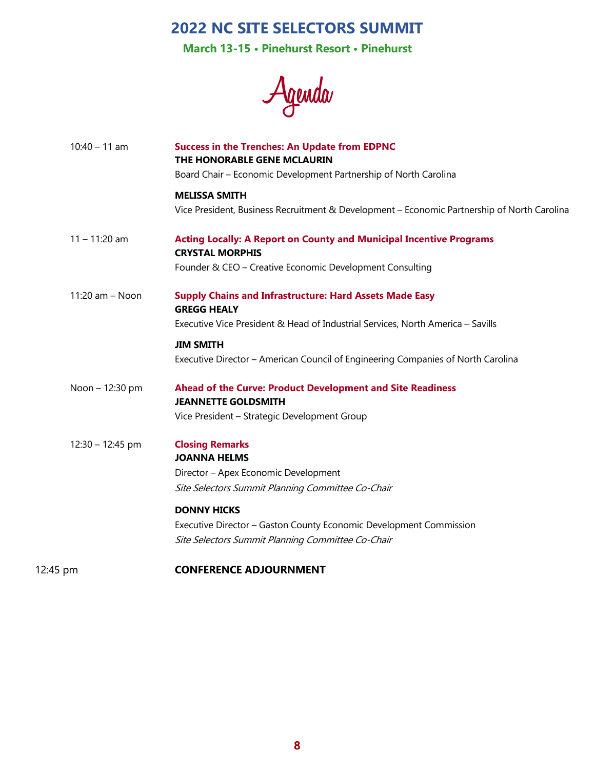# 2022 NC SITE SELECTORS SUMMIT

**March 13-15 • Pinehurst Resort • Pinehurst**

## Agenda

10:40 – 11 am

**Success in the Trenches: An Update from EDPNC**
**THE HONORABLE GENE MCLAURIN**
Board Chair – Economic Development Partnership of North Carolina

**MELISSA SMITH**
Vice President, Business Recruitment & Development – Economic Partnership of North Carolina

11 – 11:20 am

**Acting Locally: A Report on County and Municipal Incentive Programs**
**CRYSTAL MORPHIS**
Founder & CEO – Creative Economic Development Consulting

11:20 am – Noon

**Supply Chains and Infrastructure: Hard Assets Made Easy**
**GREGG HEALY**
Executive Vice President & Head of Industrial Services, North America – Savills

**JIM SMITH**
Executive Director – American Council of Engineering Companies of North Carolina

Noon – 12:30 pm

**Ahead of the Curve: Product Development and Site Readiness**
**JEANNETTE GOLDSMITH**
Vice President – Strategic Development Group

12:30 – 12:45 pm

**Closing Remarks**
**JOANNA HELMS**
Director – Apex Economic Development
*Site Selectors Summit Planning Committee Co-Chair*

**DONNY HICKS**
Executive Director – Gaston County Economic Development Commission
*Site Selectors Summit Planning Committee Co-Chair*

12:45 pm

**CONFERENCE ADJOURNMENT**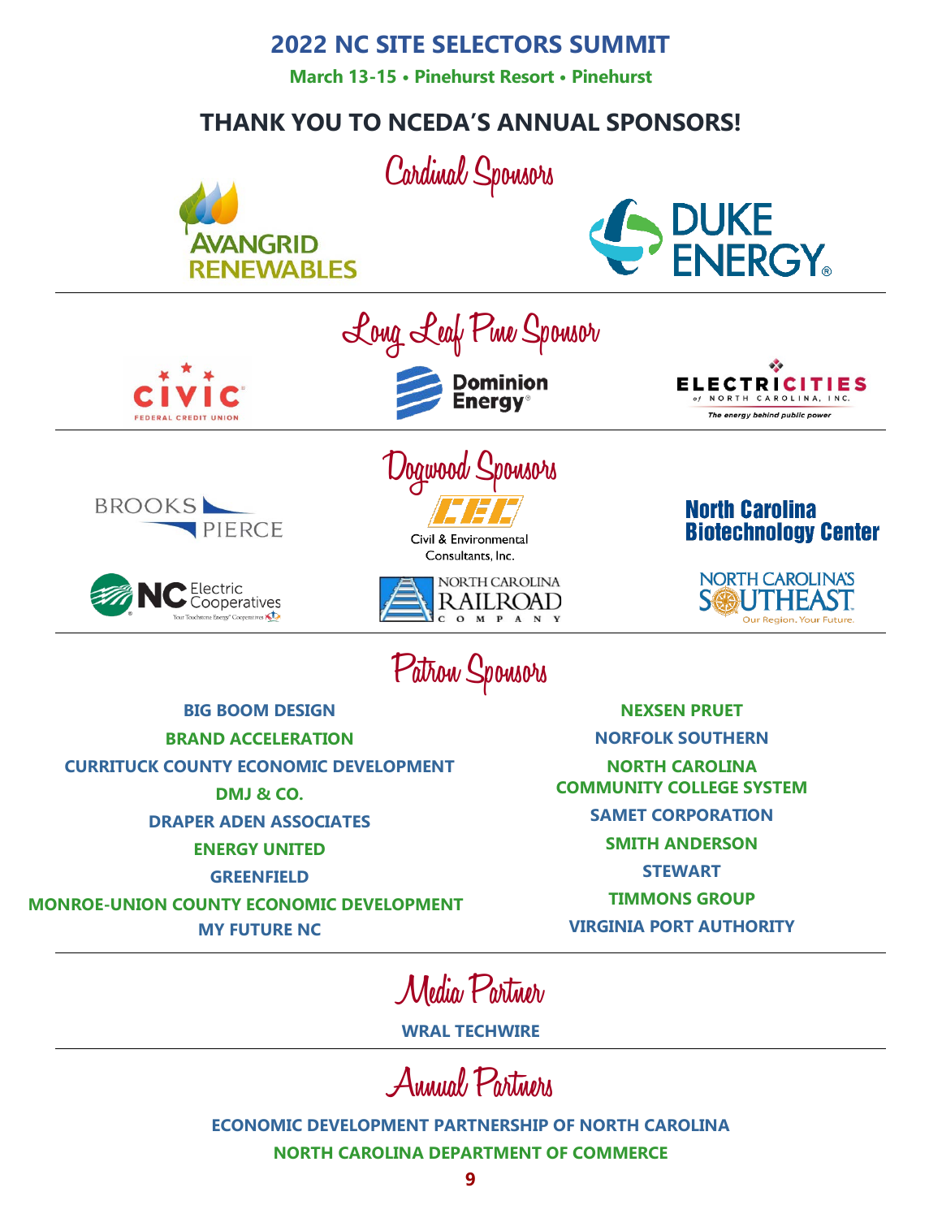# 2022 NC SITE SELECTORS SUMMIT

**March 13-15 • Pinehurst Resort • Pinehurst**

## THANK YOU TO NCEDA'S ANNUAL SPONSORS!

### Cardinal Sponsors

AVANGRID RENEWABLES

DUKE ENERGY

### Long Leaf Pine Sponsor

CIVIC FEDERAL CREDIT UNION

Dominion Energy

ELECTRICITIES of NORTH CAROLINA, INC. — The energy behind public power

### Dogwood Sponsors

BROOKS PIERCE

CEC — Civil & Environmental Consultants, Inc.

North Carolina Biotechnology Center

NC Electric Cooperatives — Your Touchstone Energy Cooperatives

NORTH CAROLINA RAILROAD COMPANY

NORTH CAROLINA'S SOUTHEAST — Our Region. Your Future.

### Patron Sponsors

BIG BOOM DESIGN

BRAND ACCELERATION

CURRITUCK COUNTY ECONOMIC DEVELOPMENT

DMJ & CO.

DRAPER ADEN ASSOCIATES

ENERGY UNITED

GREENFIELD

MONROE-UNION COUNTY ECONOMIC DEVELOPMENT

MY FUTURE NC

NEXSEN PRUET

NORFOLK SOUTHERN

NORTH CAROLINA COMMUNITY COLLEGE SYSTEM

SAMET CORPORATION

SMITH ANDERSON

STEWART

TIMMONS GROUP

VIRGINIA PORT AUTHORITY

### Media Partner

WRAL TECHWIRE

### Annual Partners

ECONOMIC DEVELOPMENT PARTNERSHIP OF NORTH CAROLINA

NORTH CAROLINA DEPARTMENT OF COMMERCE